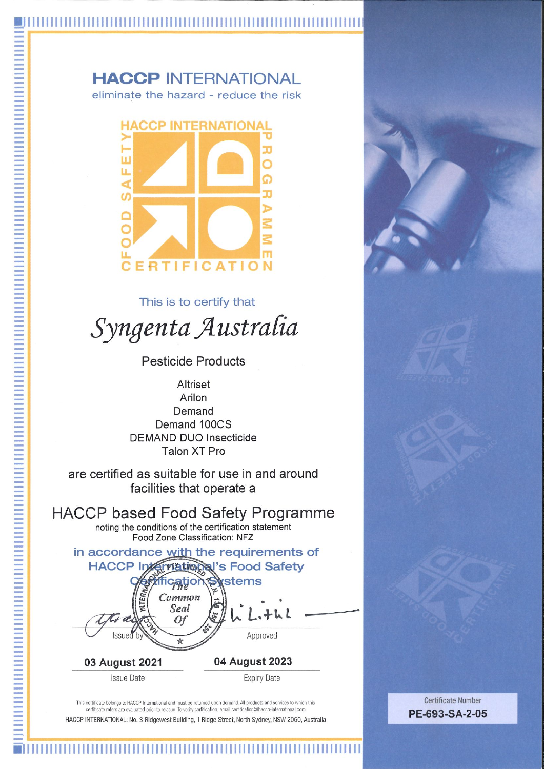# HACCP INTERNATIONAL

eliminate the hazard - reduce the risk

HACCP INTERNATIONAL FOOD SAFETY PROGRAMME CERTIFICATION

This is to certify that

## *Syngenta Australia*

Pesticide Products

Altriset
Arilon
Demand
Demand 100CS
DEMAND DUO Insecticide
Talon XT Pro

are certified as suitable for use in and around facilities that operate a

## HACCP based Food Safety Programme

noting the conditions of the certification statement
Food Zone Classification: NFZ

in accordance with the requirements of HACCP International's Food Safety Certification Systems

The Common Seal Of HACCP International A.C.N.

Issued by | Approved

**03 August 2021** | **04 August 2023**

Issue Date | Expiry Date

This certificate belongs to HACCP International and must be returned upon demand. All products and services to which this certificate refers are evaluated prior to reissue. To verify certification, email certification@haccp-international.com

HACCP INTERNATIONAL: No. 3 Ridgewest Building, 1 Ridge Street, North Sydney, NSW 2060, Australia

Certificate Number
**PE-693-SA-2-05**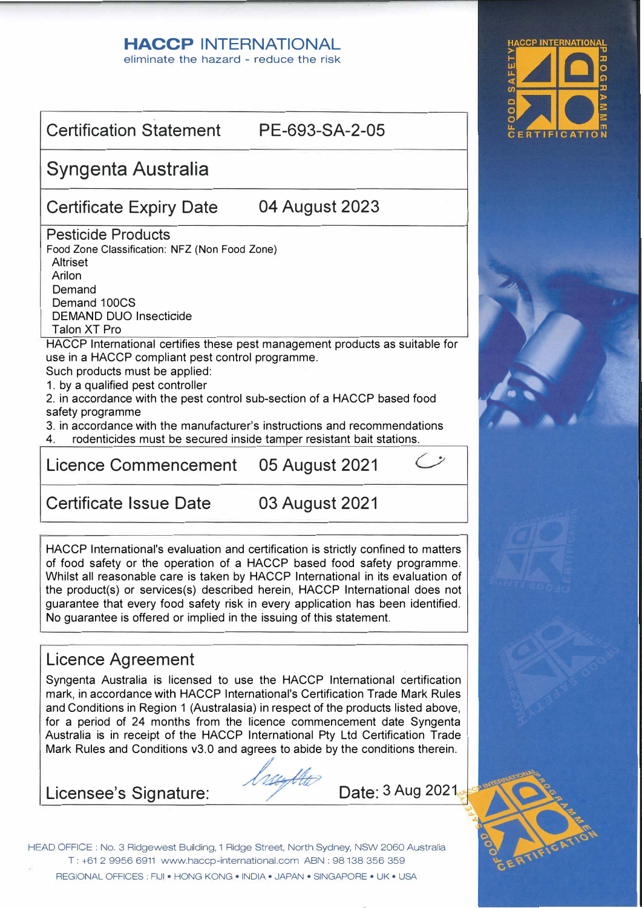# HACCP INTERNATIONAL

eliminate the hazard - reduce the risk

| | |
|---|---|
| Certification Statement | PE-693-SA-2-05 |
| Syngenta Australia | |
| Certificate Expiry Date | 04 August 2023 |

## Pesticide Products

Food Zone Classification: NFZ (Non Food Zone)

- Altriset
- Arilon
- Demand
- Demand 100CS
- DEMAND DUO Insecticide
- Talon XT Pro

HACCP International certifies these pest management products as suitable for use in a HACCP compliant pest control programme.

Such products must be applied:

1. by a qualified pest controller
2. in accordance with the pest control sub-section of a HACCP based food safety programme
3. in accordance with the manufacturer's instructions and recommendations
4. rodenticides must be secured inside tamper resistant bait stations.

| | |
|---|---|
| Licence Commencement | 05 August 2021 |
| Certificate Issue Date | 03 August 2021 |

HACCP International's evaluation and certification is strictly confined to matters of food safety or the operation of a HACCP based food safety programme. Whilst all reasonable care is taken by HACCP International in its evaluation of the product(s) or services(s) described herein, HACCP International does not guarantee that every food safety risk in every application has been identified. No guarantee is offered or implied in the issuing of this statement.

## Licence Agreement

Syngenta Australia is licensed to use the HACCP International certification mark, in accordance with HACCP International's Certification Trade Mark Rules and Conditions in Region 1 (Australasia) in respect of the products listed above, for a period of 24 months from the licence commencement date Syngenta Australia is in receipt of the HACCP International Pty Ltd Certification Trade Mark Rules and Conditions v3.0 and agrees to abide by the conditions therein.

Licensee's Signature: Date: 3 Aug 2021

HACCP INTERNATIONAL FOOD SAFETY PROGRAMME CERTIFICATION

HEAD OFFICE : No. 3 Ridgewest Building, 1 Ridge Street, North Sydney, NSW 2060 Australia
T : +61 2 9956 6911 www.haccp-international.com ABN : 98 138 356 359
REGIONAL OFFICES : FIJI • HONG KONG • INDIA • JAPAN • SINGAPORE • UK • USA